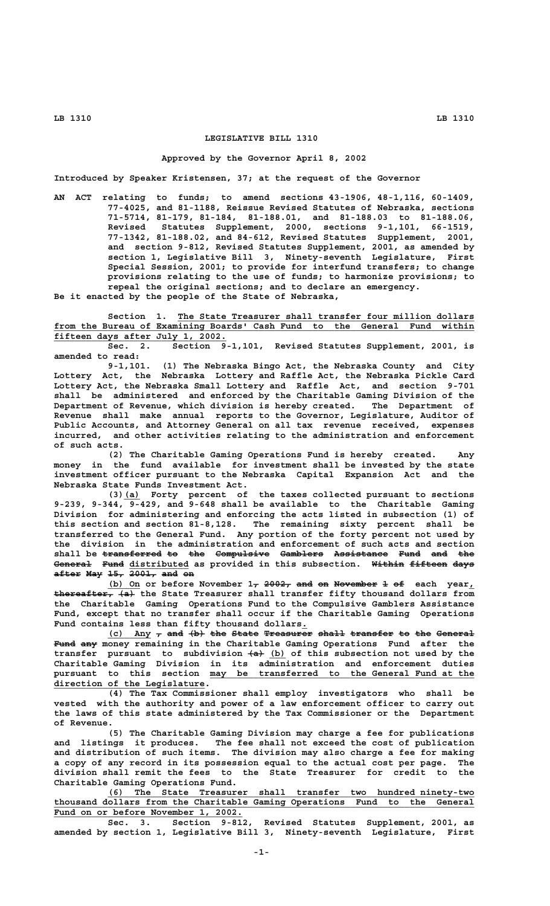# LEGISLATIVE BILL 1310

**Approved by the Governor April 8, 2002**

**Introduced by Speaker Kristensen, 37; at the request of the Governor**

AN ACT relating to funds; to amend sections 43-1906, 48-1,116, 60-1409, 77-4025, and 81-1188, Reissue Revised Statutes of Nebraska, sections 71-5714, 81-179, 81-184, 81-188.01, and 81-188.03 to 81-188.06, Revised Statutes Supplement, 2000, sections 9-1,101, 66-1519, 77-1342, 81-188.02, and 84-612, Revised Statutes Supplement, 2001, and section 9-812, Revised Statutes Supplement, 2001, as amended by section 1, Legislative Bill 3, Ninety-seventh Legislature, First Special Session, 2001; to provide for interfund transfers; to change provisions relating to the use of funds; to harmonize provisions; to repeal the original sections; and to declare an emergency.

Be it enacted by the people of the State of Nebraska,

Section 1. The State Treasurer shall transfer four million dollars from the Bureau of Examining Boards' Cash Fund to the General Fund within fifteen days after July 1, 2002.

Sec. 2. Section 9-1,101, Revised Statutes Supplement, 2001, is amended to read:

9-1,101. (1) The Nebraska Bingo Act, the Nebraska County and City Lottery Act, the Nebraska Lottery and Raffle Act, the Nebraska Pickle Card Lottery Act, the Nebraska Small Lottery and Raffle Act, and section 9-701 shall be administered and enforced by the Charitable Gaming Division of the Department of Revenue, which division is hereby created. The Department of Revenue shall make annual reports to the Governor, Legislature, Auditor of Public Accounts, and Attorney General on all tax revenue received, expenses incurred, and other activities relating to the administration and enforcement of such acts.

(2) The Charitable Gaming Operations Fund is hereby created. Any money in the fund available for investment shall be invested by the state investment officer pursuant to the Nebraska Capital Expansion Act and the Nebraska State Funds Investment Act.

(3) (a) Forty percent of the taxes collected pursuant to sections 9-239, 9-344, 9-429, and 9-648 shall be available to the Charitable Gaming Division for administering and enforcing the acts listed in subsection (1) of this section and section 81-8,128. The remaining sixty percent shall be transferred to the General Fund. Any portion of the forty percent not used by the division in the administration and enforcement of such acts and section shall be ~~transferred to the Compulsive Gamblers Assistance Fund and the General Fund~~ distributed as provided in this subsection. ~~Within fifteen days after May 15, 2001, and on~~

(b) On or before November 1~~, 2002, and on November 1 of~~ each year, ~~thereafter, (a)~~ the State Treasurer shall transfer fifty thousand dollars from the Charitable Gaming Operations Fund to the Compulsive Gamblers Assistance Fund, except that no transfer shall occur if the Charitable Gaming Operations Fund contains less than fifty thousand dollars.

(c) Any ~~, and (b) the State Treasurer shall transfer to the General Fund any~~ money remaining in the Charitable Gaming Operations Fund after the transfer pursuant to subdivision ~~(a)~~ (b) of this subsection not used by the Charitable Gaming Division in its administration and enforcement duties pursuant to this section may be transferred to the General Fund at the direction of the Legislature.

(4) The Tax Commissioner shall employ investigators who shall be vested with the authority and power of a law enforcement officer to carry out the laws of this state administered by the Tax Commissioner or the Department of Revenue.

(5) The Charitable Gaming Division may charge a fee for publications and listings it produces. The fee shall not exceed the cost of publication and distribution of such items. The division may also charge a fee for making a copy of any record in its possession equal to the actual cost per page. The division shall remit the fees to the State Treasurer for credit to the Charitable Gaming Operations Fund.

(6) The State Treasurer shall transfer two hundred ninety-two thousand dollars from the Charitable Gaming Operations Fund to the General Fund on or before November 1, 2002.

Sec. 3. Section 9-812, Revised Statutes Supplement, 2001, as amended by section 1, Legislative Bill 3, Ninety-seventh Legislature, First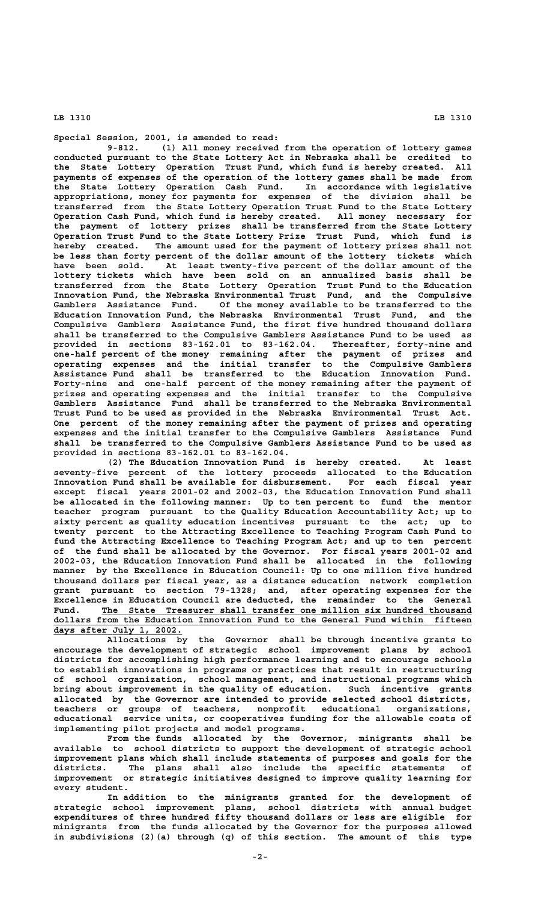Special Session, 2001, is amended to read:

9-812. (1) All money received from the operation of lottery games conducted pursuant to the State Lottery Act in Nebraska shall be credited to the State Lottery Operation Trust Fund, which fund is hereby created. All payments of expenses of the operation of the lottery games shall be made from the State Lottery Operation Cash Fund. In accordance with legislative appropriations, money for payments for expenses of the division shall be transferred from the State Lottery Operation Trust Fund to the State Lottery Operation Cash Fund, which fund is hereby created. All money necessary for the payment of lottery prizes shall be transferred from the State Lottery Operation Trust Fund to the State Lottery Prize Trust Fund, which fund is hereby created. The amount used for the payment of lottery prizes shall not be less than forty percent of the dollar amount of the lottery tickets which have been sold. At least twenty-five percent of the dollar amount of the lottery tickets which have been sold on an annualized basis shall be transferred from the State Lottery Operation Trust Fund to the Education Innovation Fund, the Nebraska Environmental Trust Fund, and the Compulsive Gamblers Assistance Fund. Of the money available to be transferred to the Education Innovation Fund, the Nebraska Environmental Trust Fund, and the Compulsive Gamblers Assistance Fund, the first five hundred thousand dollars shall be transferred to the Compulsive Gamblers Assistance Fund to be used as provided in sections 83-162.01 to 83-162.04. Thereafter, forty-nine and one-half percent of the money remaining after the payment of prizes and operating expenses and the initial transfer to the Compulsive Gamblers Assistance Fund shall be transferred to the Education Innovation Fund. Forty-nine and one-half percent of the money remaining after the payment of prizes and operating expenses and the initial transfer to the Compulsive Gamblers Assistance Fund shall be transferred to the Nebraska Environmental Trust Fund to be used as provided in the Nebraska Environmental Trust Act. One percent of the money remaining after the payment of prizes and operating expenses and the initial transfer to the Compulsive Gamblers Assistance Fund shall be transferred to the Compulsive Gamblers Assistance Fund to be used as provided in sections 83-162.01 to 83-162.04.

(2) The Education Innovation Fund is hereby created. At least seventy-five percent of the lottery proceeds allocated to the Education Innovation Fund shall be available for disbursement. For each fiscal year except fiscal years 2001-02 and 2002-03, the Education Innovation Fund shall be allocated in the following manner: Up to ten percent to fund the mentor teacher program pursuant to the Quality Education Accountability Act; up to sixty percent as quality education incentives pursuant to the act; up to twenty percent to the Attracting Excellence to Teaching Program Cash Fund to fund the Attracting Excellence to Teaching Program Act; and up to ten percent of the fund shall be allocated by the Governor. For fiscal years 2001-02 and 2002-03, the Education Innovation Fund shall be allocated in the following manner by the Excellence in Education Council: Up to one million five hundred thousand dollars per fiscal year, as a distance education network completion grant pursuant to section 79-1328; and, after operating expenses for the Excellence in Education Council are deducted, the remainder to the General Fund. <u>The State Treasurer shall transfer one million six hundred thousand dollars from the Education Innovation Fund to the General Fund within fifteen days after July 1, 2002.</u>

Allocations by the Governor shall be through incentive grants to encourage the development of strategic school improvement plans by school districts for accomplishing high performance learning and to encourage schools to establish innovations in programs or practices that result in restructuring of school organization, school management, and instructional programs which bring about improvement in the quality of education. Such incentive grants allocated by the Governor are intended to provide selected school districts, teachers or groups of teachers, nonprofit educational organizations, educational service units, or cooperatives funding for the allowable costs of implementing pilot projects and model programs.

From the funds allocated by the Governor, minigrants shall be available to school districts to support the development of strategic school improvement plans which shall include statements of purposes and goals for the districts. The plans shall also include the specific statements of improvement or strategic initiatives designed to improve quality learning for every student.

In addition to the minigrants granted for the development of strategic school improvement plans, school districts with annual budget expenditures of three hundred fifty thousand dollars or less are eligible for minigrants from the funds allocated by the Governor for the purposes allowed in subdivisions (2)(a) through (q) of this section. The amount of this type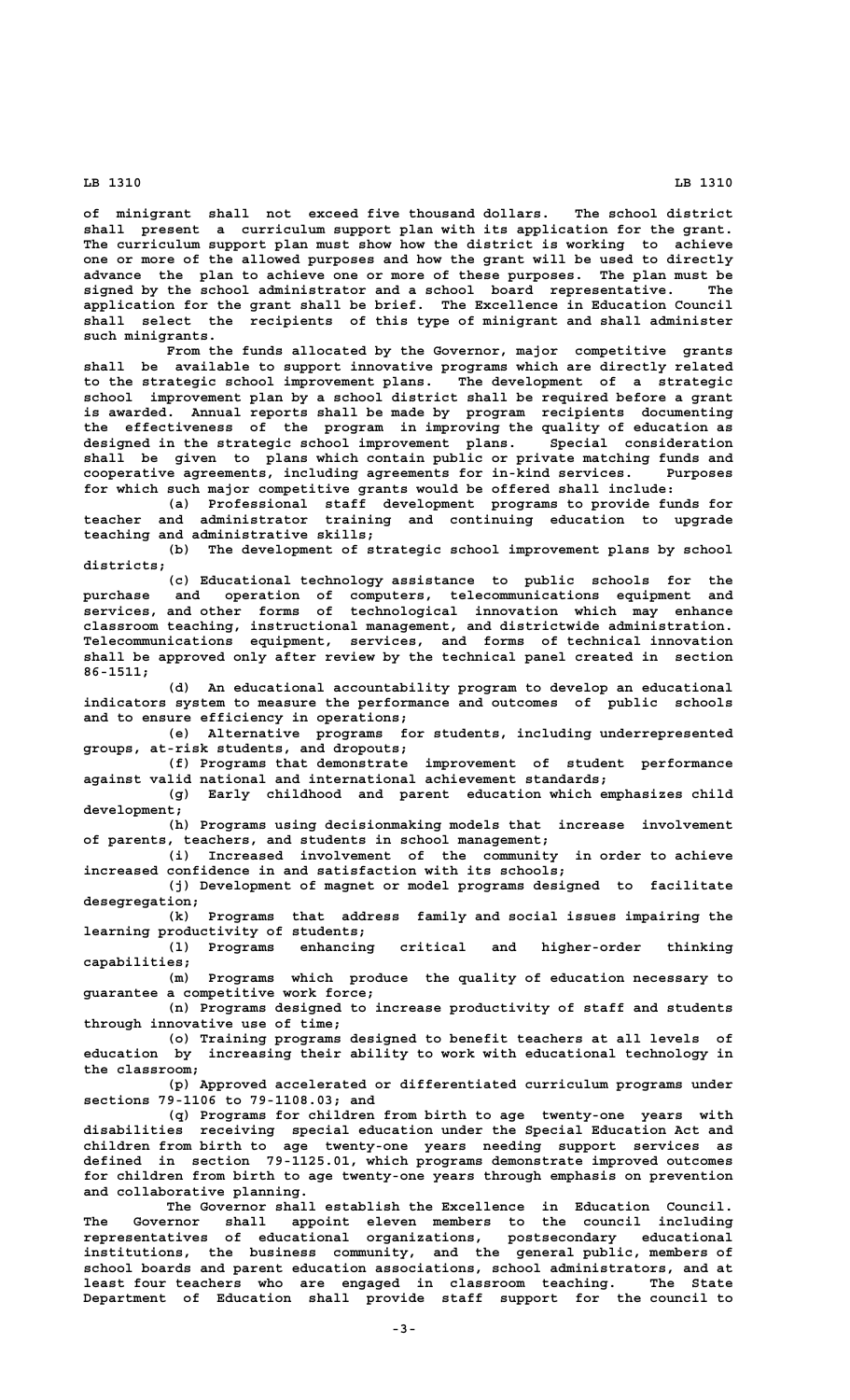of minigrant shall not exceed five thousand dollars. The school district shall present a curriculum support plan with its application for the grant. The curriculum support plan must show how the district is working to achieve one or more of the allowed purposes and how the grant will be used to directly advance the plan to achieve one or more of these purposes. The plan must be signed by the school administrator and a school board representative. The application for the grant shall be brief. The Excellence in Education Council shall select the recipients of this type of minigrant and shall administer such minigrants.

From the funds allocated by the Governor, major competitive grants shall be available to support innovative programs which are directly related to the strategic school improvement plans. The development of a strategic school improvement plan by a school district shall be required before a grant is awarded. Annual reports shall be made by program recipients documenting the effectiveness of the program in improving the quality of education as designed in the strategic school improvement plans. Special consideration shall be given to plans which contain public or private matching funds and cooperative agreements, including agreements for in-kind services. Purposes for which such major competitive grants would be offered shall include:

(a) Professional staff development programs to provide funds for teacher and administrator training and continuing education to upgrade teaching and administrative skills;

(b) The development of strategic school improvement plans by school districts;

(c) Educational technology assistance to public schools for the purchase and operation of computers, telecommunications equipment and services, and other forms of technological innovation which may enhance classroom teaching, instructional management, and districtwide administration. Telecommunications equipment, services, and forms of technical innovation shall be approved only after review by the technical panel created in section 86-1511;

(d) An educational accountability program to develop an educational indicators system to measure the performance and outcomes of public schools and to ensure efficiency in operations;

(e) Alternative programs for students, including underrepresented groups, at-risk students, and dropouts;

(f) Programs that demonstrate improvement of student performance against valid national and international achievement standards;

(g) Early childhood and parent education which emphasizes child development;

(h) Programs using decisionmaking models that increase involvement of parents, teachers, and students in school management;

(i) Increased involvement of the community in order to achieve increased confidence in and satisfaction with its schools;

(j) Development of magnet or model programs designed to facilitate desegregation;

(k) Programs that address family and social issues impairing the learning productivity of students;

(l) Programs enhancing critical and higher-order thinking capabilities;

(m) Programs which produce the quality of education necessary to guarantee a competitive work force;

(n) Programs designed to increase productivity of staff and students through innovative use of time;

(o) Training programs designed to benefit teachers at all levels of education by increasing their ability to work with educational technology in the classroom;

(p) Approved accelerated or differentiated curriculum programs under sections 79-1106 to 79-1108.03; and

(q) Programs for children from birth to age twenty-one years with disabilities receiving special education under the Special Education Act and children from birth to age twenty-one years needing support services as defined in section 79-1125.01, which programs demonstrate improved outcomes for children from birth to age twenty-one years through emphasis on prevention and collaborative planning.

The Governor shall establish the Excellence in Education Council. The Governor shall appoint eleven members to the council including representatives of educational organizations, postsecondary educational institutions, the business community, and the general public, members of school boards and parent education associations, school administrators, and at least four teachers who are engaged in classroom teaching. The State Department of Education shall provide staff support for the council to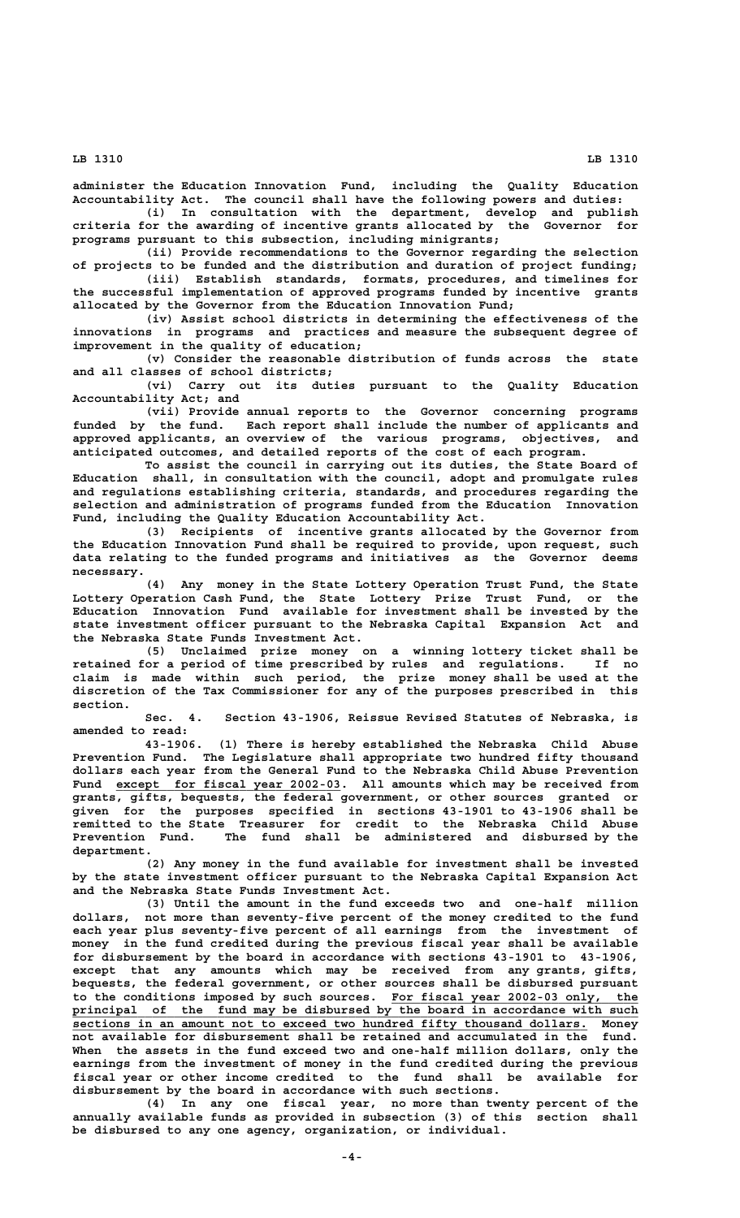administer the Education Innovation Fund, including the Quality Education Accountability Act. The council shall have the following powers and duties:

(i) In consultation with the department, develop and publish criteria for the awarding of incentive grants allocated by the Governor for programs pursuant to this subsection, including minigrants;

(ii) Provide recommendations to the Governor regarding the selection of projects to be funded and the distribution and duration of project funding;

(iii) Establish standards, formats, procedures, and timelines for the successful implementation of approved programs funded by incentive grants allocated by the Governor from the Education Innovation Fund;

(iv) Assist school districts in determining the effectiveness of the innovations in programs and practices and measure the subsequent degree of improvement in the quality of education;

(v) Consider the reasonable distribution of funds across the state and all classes of school districts;

(vi) Carry out its duties pursuant to the Quality Education Accountability Act; and

(vii) Provide annual reports to the Governor concerning programs funded by the fund. Each report shall include the number of applicants and approved applicants, an overview of the various programs, objectives, and anticipated outcomes, and detailed reports of the cost of each program.

To assist the council in carrying out its duties, the State Board of Education shall, in consultation with the council, adopt and promulgate rules and regulations establishing criteria, standards, and procedures regarding the selection and administration of programs funded from the Education Innovation Fund, including the Quality Education Accountability Act.

(3) Recipients of incentive grants allocated by the Governor from the Education Innovation Fund shall be required to provide, upon request, such data relating to the funded programs and initiatives as the Governor deems necessary.

(4) Any money in the State Lottery Operation Trust Fund, the State Lottery Operation Cash Fund, the State Lottery Prize Trust Fund, or the Education Innovation Fund available for investment shall be invested by the state investment officer pursuant to the Nebraska Capital Expansion Act and the Nebraska State Funds Investment Act.

(5) Unclaimed prize money on a winning lottery ticket shall be retained for a period of time prescribed by rules and regulations. If no claim is made within such period, the prize money shall be used at the discretion of the Tax Commissioner for any of the purposes prescribed in this section.

Sec. 4. Section 43-1906, Reissue Revised Statutes of Nebraska, is amended to read:

43-1906. (1) There is hereby established the Nebraska Child Abuse Prevention Fund. The Legislature shall appropriate two hundred fifty thousand dollars each year from the General Fund to the Nebraska Child Abuse Prevention Fund except for fiscal year 2002-03. All amounts which may be received from grants, gifts, bequests, the federal government, or other sources granted or given for the purposes specified in sections 43-1901 to 43-1906 shall be remitted to the State Treasurer for credit to the Nebraska Child Abuse Prevention Fund. The fund shall be administered and disbursed by the department.

(2) Any money in the fund available for investment shall be invested by the state investment officer pursuant to the Nebraska Capital Expansion Act and the Nebraska State Funds Investment Act.

(3) Until the amount in the fund exceeds two and one-half million dollars, not more than seventy-five percent of the money credited to the fund each year plus seventy-five percent of all earnings from the investment of money in the fund credited during the previous fiscal year shall be available for disbursement by the board in accordance with sections 43-1901 to 43-1906, except that any amounts which may be received from any grants, gifts, bequests, the federal government, or other sources shall be disbursed pursuant to the conditions imposed by such sources. For fiscal year 2002-03 only, the principal of the fund may be disbursed by the board in accordance with such sections in an amount not to exceed two hundred fifty thousand dollars. Money not available for disbursement shall be retained and accumulated in the fund. When the assets in the fund exceed two and one-half million dollars, only the earnings from the investment of money in the fund credited during the previous fiscal year or other income credited to the fund shall be available for disbursement by the board in accordance with such sections.

(4) In any one fiscal year, no more than twenty percent of the annually available funds as provided in subsection (3) of this section shall be disbursed to any one agency, organization, or individual.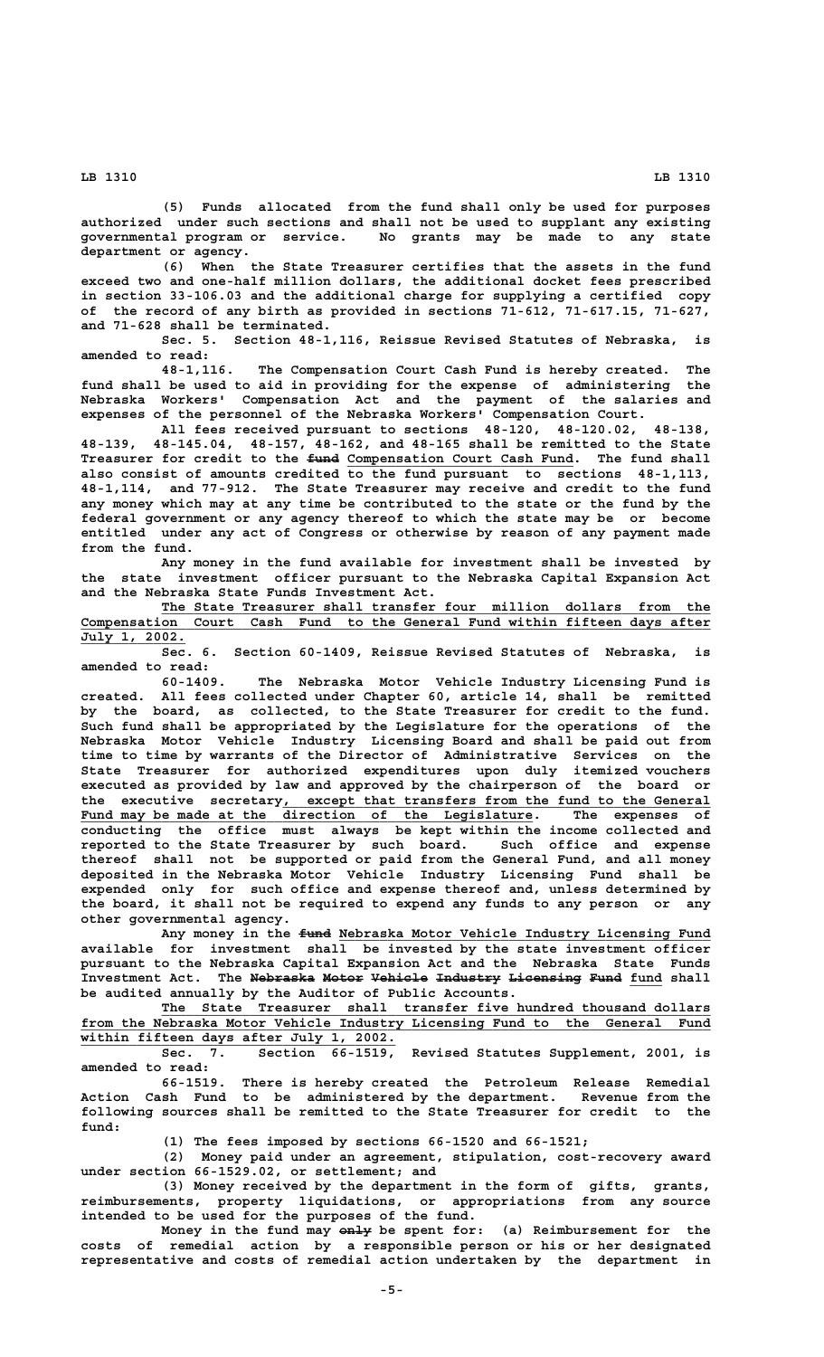(5) Funds allocated from the fund shall only be used for purposes authorized under such sections and shall not be used to supplant any existing governmental program or service. No grants may be made to any state department or agency.

(6) When the State Treasurer certifies that the assets in the fund exceed two and one-half million dollars, the additional docket fees prescribed in section 33-106.03 and the additional charge for supplying a certified copy of the record of any birth as provided in sections 71-612, 71-617.15, 71-627, and 71-628 shall be terminated.

Sec. 5. Section 48-1,116, Reissue Revised Statutes of Nebraska, is amended to read:

48-1,116. The Compensation Court Cash Fund is hereby created. The fund shall be used to aid in providing for the expense of administering the Nebraska Workers' Compensation Act and the payment of the salaries and expenses of the personnel of the Nebraska Workers' Compensation Court.

All fees received pursuant to sections 48-120, 48-120.02, 48-138, 48-139, 48-145.04, 48-157, 48-162, and 48-165 shall be remitted to the State Treasurer for credit to the ~~fund~~ Compensation Court Cash Fund. The fund shall also consist of amounts credited to the fund pursuant to sections 48-1,113, 48-1,114, and 77-912. The State Treasurer may receive and credit to the fund any money which may at any time be contributed to the state or the fund by the federal government or any agency thereof to which the state may be or become entitled under any act of Congress or otherwise by reason of any payment made from the fund.

Any money in the fund available for investment shall be invested by the state investment officer pursuant to the Nebraska Capital Expansion Act and the Nebraska State Funds Investment Act.

The State Treasurer shall transfer four million dollars from the Compensation Court Cash Fund to the General Fund within fifteen days after July 1, 2002.

Sec. 6. Section 60-1409, Reissue Revised Statutes of Nebraska, is amended to read:

60-1409. The Nebraska Motor Vehicle Industry Licensing Fund is created. All fees collected under Chapter 60, article 14, shall be remitted by the board, as collected, to the State Treasurer for credit to the fund. Such fund shall be appropriated by the Legislature for the operations of the Nebraska Motor Vehicle Industry Licensing Board and shall be paid out from time to time by warrants of the Director of Administrative Services on the State Treasurer for authorized expenditures upon duly itemized vouchers executed as provided by law and approved by the chairperson of the board or the executive secretary, except that transfers from the fund to the General Fund may be made at the direction of the Legislature. The expenses of conducting the office must always be kept within the income collected and reported to the State Treasurer by such board. Such office and expense thereof shall not be supported or paid from the General Fund, and all money deposited in the Nebraska Motor Vehicle Industry Licensing Fund shall be expended only for such office and expense thereof and, unless determined by the board, it shall not be required to expend any funds to any person or any other governmental agency.

Any money in the ~~fund~~ Nebraska Motor Vehicle Industry Licensing Fund available for investment shall be invested by the state investment officer pursuant to the Nebraska Capital Expansion Act and the Nebraska State Funds Investment Act. The ~~Nebraska Motor Vehicle Industry Licensing Fund~~ fund shall be audited annually by the Auditor of Public Accounts.

The State Treasurer shall transfer five hundred thousand dollars from the Nebraska Motor Vehicle Industry Licensing Fund to the General Fund within fifteen days after July 1, 2002.

Sec. 7. Section 66-1519, Revised Statutes Supplement, 2001, is amended to read:

66-1519. There is hereby created the Petroleum Release Remedial Action Cash Fund to be administered by the department. Revenue from the following sources shall be remitted to the State Treasurer for credit to the fund:

(1) The fees imposed by sections 66-1520 and 66-1521;

(2) Money paid under an agreement, stipulation, cost-recovery award under section 66-1529.02, or settlement; and

(3) Money received by the department in the form of gifts, grants, reimbursements, property liquidations, or appropriations from any source intended to be used for the purposes of the fund.

Money in the fund may ~~only~~ be spent for: (a) Reimbursement for the costs of remedial action by a responsible person or his or her designated representative and costs of remedial action undertaken by the department in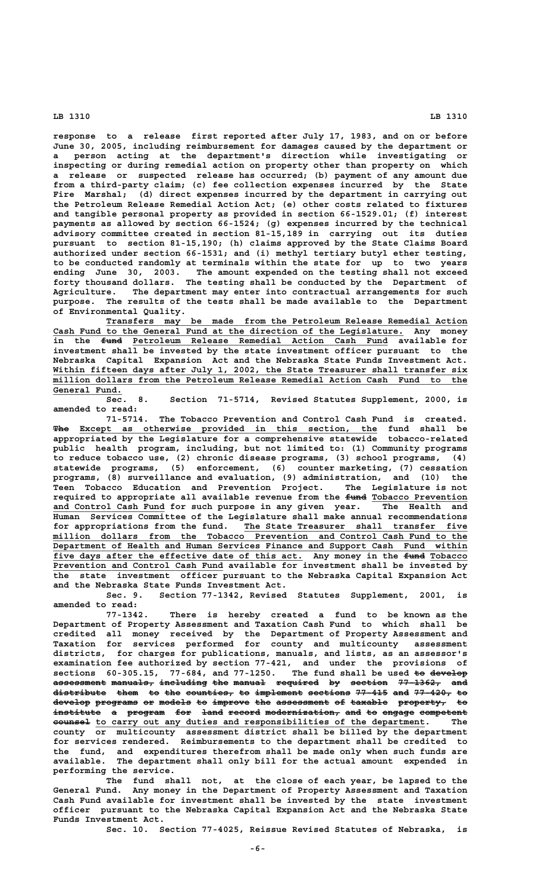response to a release first reported after July 17, 1983, and on or before June 30, 2005, including reimbursement for damages caused by the department or a person acting at the department's direction while investigating or inspecting or during remedial action on property other than property on which a release or suspected release has occurred; (b) payment of any amount due from a third-party claim; (c) fee collection expenses incurred by the State Fire Marshal; (d) direct expenses incurred by the department in carrying out the Petroleum Release Remedial Action Act; (e) other costs related to fixtures and tangible personal property as provided in section 66-1529.01; (f) interest payments as allowed by section 66-1524; (g) expenses incurred by the technical advisory committee created in section 81-15,189 in carrying out its duties pursuant to section 81-15,190; (h) claims approved by the State Claims Board authorized under section 66-1531; and (i) methyl tertiary butyl ether testing, to be conducted randomly at terminals within the state for up to two years ending June 30, 2003. The amount expended on the testing shall not exceed forty thousand dollars. The testing shall be conducted by the Department of Agriculture. The department may enter into contractual arrangements for such purpose. The results of the tests shall be made available to the Department of Environmental Quality.

Transfers may be made from the Petroleum Release Remedial Action Cash Fund to the General Fund at the direction of the Legislature. Any money in the ~~fund~~ Petroleum Release Remedial Action Cash Fund available for investment shall be invested by the state investment officer pursuant to the Nebraska Capital Expansion Act and the Nebraska State Funds Investment Act. Within fifteen days after July 1, 2002, the State Treasurer shall transfer six million dollars from the Petroleum Release Remedial Action Cash Fund to the General Fund.

Sec. 8. Section 71-5714, Revised Statutes Supplement, 2000, is amended to read:

71-5714. The Tobacco Prevention and Control Cash Fund is created. ~~The~~ Except as otherwise provided in this section, the fund shall be appropriated by the Legislature for a comprehensive statewide tobacco-related public health program, including, but not limited to: (1) Community programs to reduce tobacco use, (2) chronic disease programs, (3) school programs, (4) statewide programs, (5) enforcement, (6) counter marketing, (7) cessation programs, (8) surveillance and evaluation, (9) administration, and (10) the Teen Tobacco Education and Prevention Project. The Legislature is not required to appropriate all available revenue from the ~~fund~~ Tobacco Prevention and Control Cash Fund for such purpose in any given year. The Health and Human Services Committee of the Legislature shall make annual recommendations for appropriations from the fund. The State Treasurer shall transfer five million dollars from the Tobacco Prevention and Control Cash Fund to the Department of Health and Human Services Finance and Support Cash Fund within five days after the effective date of this act. Any money in the ~~fund~~ Tobacco Prevention and Control Cash Fund available for investment shall be invested by the state investment officer pursuant to the Nebraska Capital Expansion Act and the Nebraska State Funds Investment Act.

Sec. 9. Section 77-1342, Revised Statutes Supplement, 2001, is amended to read:

77-1342. There is hereby created a fund to be known as the Department of Property Assessment and Taxation Cash Fund to which shall be credited all money received by the Department of Property Assessment and Taxation for services performed for county and multicounty assessment districts, for charges for publications, manuals, and lists, as an assessor's examination fee authorized by section 77-421, and under the provisions of sections 60-305.15, 77-684, and 77-1250. The fund shall be used ~~to develop assessment manuals, including the manual required by section 77-1362, and distribute them to the counties, to implement sections 77-415 and 77-420, to develop programs or models to improve the assessment of taxable property, to institute a program for land record modernization, and to engage competent counsel~~ to carry out any duties and responsibilities of the department. The county or multicounty assessment district shall be billed by the department for services rendered. Reimbursements to the department shall be credited to the fund, and expenditures therefrom shall be made only when such funds are available. The department shall only bill for the actual amount expended in performing the service.

The fund shall not, at the close of each year, be lapsed to the General Fund. Any money in the Department of Property Assessment and Taxation Cash Fund available for investment shall be invested by the state investment officer pursuant to the Nebraska Capital Expansion Act and the Nebraska State Funds Investment Act.

Sec. 10. Section 77-4025, Reissue Revised Statutes of Nebraska, is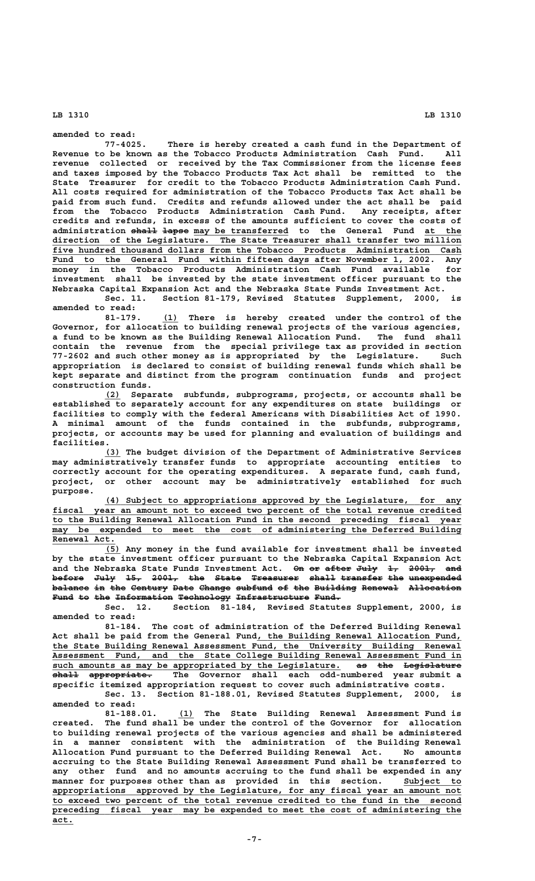amended to read:

77-4025. There is hereby created a cash fund in the Department of Revenue to be known as the Tobacco Products Administration Cash Fund. All revenue collected or received by the Tax Commissioner from the license fees and taxes imposed by the Tobacco Products Tax Act shall be remitted to the State Treasurer for credit to the Tobacco Products Administration Cash Fund. All costs required for administration of the Tobacco Products Tax Act shall be paid from such fund. Credits and refunds allowed under the act shall be paid from the Tobacco Products Administration Cash Fund. Any receipts, after credits and refunds, in excess of the amounts sufficient to cover the costs of administration ~~shall lapse~~ may be transferred to the General Fund at the direction of the Legislature. The State Treasurer shall transfer two million five hundred thousand dollars from the Tobacco Products Administration Cash Fund to the General Fund within fifteen days after November 1, 2002. Any money in the Tobacco Products Administration Cash Fund available for investment shall be invested by the state investment officer pursuant to the Nebraska Capital Expansion Act and the Nebraska State Funds Investment Act.

Sec. 11. Section 81-179, Revised Statutes Supplement, 2000, is amended to read:

81-179. (1) There is hereby created under the control of the Governor, for allocation to building renewal projects of the various agencies, a fund to be known as the Building Renewal Allocation Fund. The fund shall contain the revenue from the special privilege tax as provided in section 77-2602 and such other money as is appropriated by the Legislature. Such appropriation is declared to consist of building renewal funds which shall be kept separate and distinct from the program continuation funds and project construction funds.

(2) Separate subfunds, subprograms, projects, or accounts shall be established to separately account for any expenditures on state buildings or facilities to comply with the federal Americans with Disabilities Act of 1990. A minimal amount of the funds contained in the subfunds, subprograms, projects, or accounts may be used for planning and evaluation of buildings and facilities.

(3) The budget division of the Department of Administrative Services may administratively transfer funds to appropriate accounting entities to correctly account for the operating expenditures. A separate fund, cash fund, project, or other account may be administratively established for such purpose.

(4) Subject to appropriations approved by the Legislature, for any fiscal year an amount not to exceed two percent of the total revenue credited to the Building Renewal Allocation Fund in the second preceding fiscal year may be expended to meet the cost of administering the Deferred Building Renewal Act.

(5) Any money in the fund available for investment shall be invested by the state investment officer pursuant to the Nebraska Capital Expansion Act and the Nebraska State Funds Investment Act. ~~On or after July 1, 2001, and before July 15, 2001, the State Treasurer shall transfer the unexpended balance in the Century Date Change subfund of the Building Renewal Allocation Fund to the Information Technology Infrastructure Fund.~~

Sec. 12. Section 81-184, Revised Statutes Supplement, 2000, is amended to read:

81-184. The cost of administration of the Deferred Building Renewal Act shall be paid from the General Fund, the Building Renewal Allocation Fund, the State Building Renewal Assessment Fund, the University Building Renewal Assessment Fund, and the State College Building Renewal Assessment Fund in such amounts as may be appropriated by the Legislature. ~~as the Legislature shall appropriate.~~ The Governor shall each odd-numbered year submit a specific itemized appropriation request to cover such administrative costs.

Sec. 13. Section 81-188.01, Revised Statutes Supplement, 2000, is amended to read:

81-188.01. (1) The State Building Renewal Assessment Fund is created. The fund shall be under the control of the Governor for allocation to building renewal projects of the various agencies and shall be administered in a manner consistent with the administration of the Building Renewal Allocation Fund pursuant to the Deferred Building Renewal Act. No amounts accruing to the State Building Renewal Assessment Fund shall be transferred to any other fund and no amounts accruing to the fund shall be expended in any manner for purposes other than as provided in this section. Subject to appropriations approved by the Legislature, for any fiscal year an amount not to exceed two percent of the total revenue credited to the fund in the second preceding fiscal year may be expended to meet the cost of administering the act.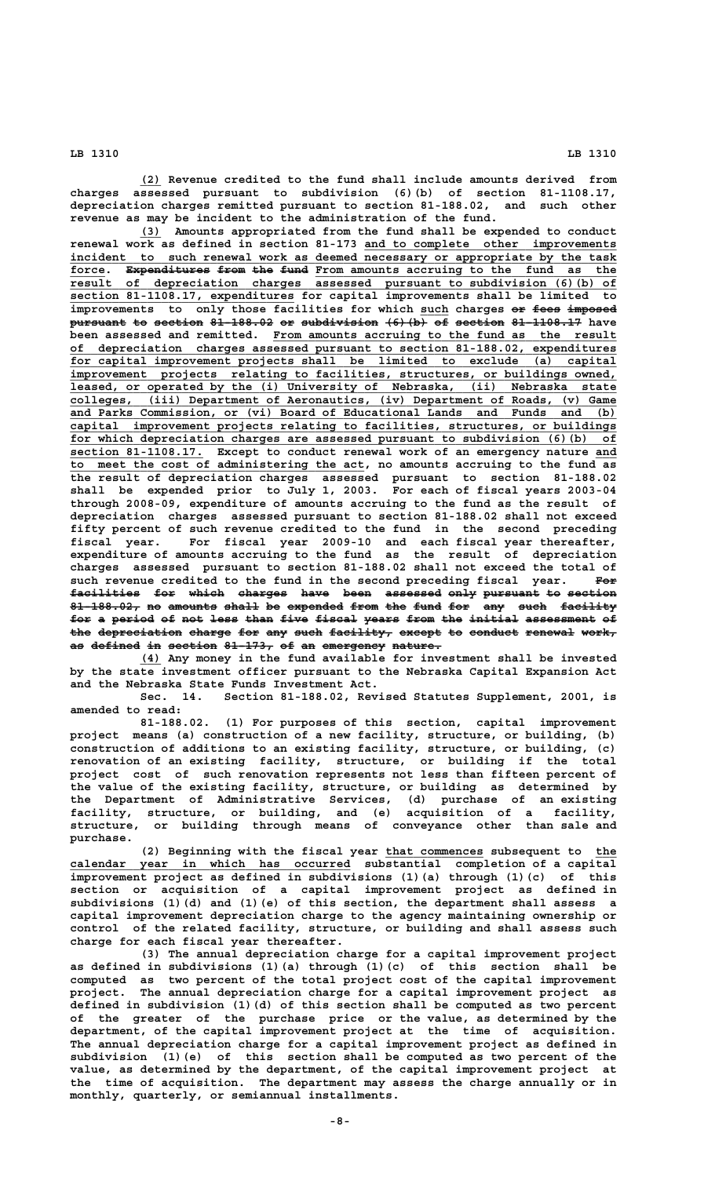(2) Revenue credited to the fund shall include amounts derived from charges assessed pursuant to subdivision (6)(b) of section 81-1108.17, depreciation charges remitted pursuant to section 81-188.02, and such other revenue as may be incident to the administration of the fund.

(3) Amounts appropriated from the fund shall be expended to conduct renewal work as defined in section 81-173 and to complete other improvements incident to such renewal work as deemed necessary or appropriate by the task force. ~~Expenditures from the fund~~ From amounts accruing to the fund as the result of depreciation charges assessed pursuant to subdivision (6)(b) of section 81-1108.17, expenditures for capital improvements shall be limited to improvements to only those facilities for which such charges ~~or fees imposed pursuant to section 81-188.02 or subdivision (6)(b) of section 81-1108.17~~ have been assessed and remitted. From amounts accruing to the fund as the result of depreciation charges assessed pursuant to section 81-188.02, expenditures for capital improvement projects shall be limited to exclude (a) capital improvement projects relating to facilities, structures, or buildings owned, leased, or operated by the (i) University of Nebraska, (ii) Nebraska state colleges, (iii) Department of Aeronautics, (iv) Department of Roads, (v) Game and Parks Commission, or (vi) Board of Educational Lands and Funds and (b) capital improvement projects relating to facilities, structures, or buildings for which depreciation charges are assessed pursuant to subdivision (6)(b) of section 81-1108.17. Except to conduct renewal work of an emergency nature and to meet the cost of administering the act, no amounts accruing to the fund as the result of depreciation charges assessed pursuant to section 81-188.02 shall be expended prior to July 1, 2003. For each of fiscal years 2003-04 through 2008-09, expenditure of amounts accruing to the fund as the result of depreciation charges assessed pursuant to section 81-188.02 shall not exceed fifty percent of such revenue credited to the fund in the second preceding fiscal year. For fiscal year 2009-10 and each fiscal year thereafter, expenditure of amounts accruing to the fund as the result of depreciation charges assessed pursuant to section 81-188.02 shall not exceed the total of such revenue credited to the fund in the second preceding fiscal year. ~~For facilities for which charges have been assessed only pursuant to section 81-188.02, no amounts shall be expended from the fund for any such facility for a period of not less than five fiscal years from the initial assessment of the depreciation charge for any such facility, except to conduct renewal work, as defined in section 81-173, of an emergency nature.~~

(4) Any money in the fund available for investment shall be invested by the state investment officer pursuant to the Nebraska Capital Expansion Act and the Nebraska State Funds Investment Act.

Sec. 14. Section 81-188.02, Revised Statutes Supplement, 2001, is amended to read:

81-188.02. (1) For purposes of this section, capital improvement project means (a) construction of a new facility, structure, or building, (b) construction of additions to an existing facility, structure, or building, (c) renovation of an existing facility, structure, or building if the total project cost of such renovation represents not less than fifteen percent of the value of the existing facility, structure, or building as determined by the Department of Administrative Services, (d) purchase of an existing facility, structure, or building, and (e) acquisition of a facility, structure, or building through means of conveyance other than sale and purchase.

(2) Beginning with the fiscal year that commences subsequent to the calendar year in which has occurred substantial completion of a capital improvement project as defined in subdivisions (1)(a) through (1)(c) of this section or acquisition of a capital improvement project as defined in subdivisions (1)(d) and (1)(e) of this section, the department shall assess a capital improvement depreciation charge to the agency maintaining ownership or control of the related facility, structure, or building and shall assess such charge for each fiscal year thereafter.

(3) The annual depreciation charge for a capital improvement project as defined in subdivisions (1)(a) through (1)(c) of this section shall be computed as two percent of the total project cost of the capital improvement project. The annual depreciation charge for a capital improvement project as defined in subdivision (1)(d) of this section shall be computed as two percent of the greater of the purchase price or the value, as determined by the department, of the capital improvement project at the time of acquisition. The annual depreciation charge for a capital improvement project as defined in subdivision (1)(e) of this section shall be computed as two percent of the value, as determined by the department, of the capital improvement project at the time of acquisition. The department may assess the charge annually or in monthly, quarterly, or semiannual installments.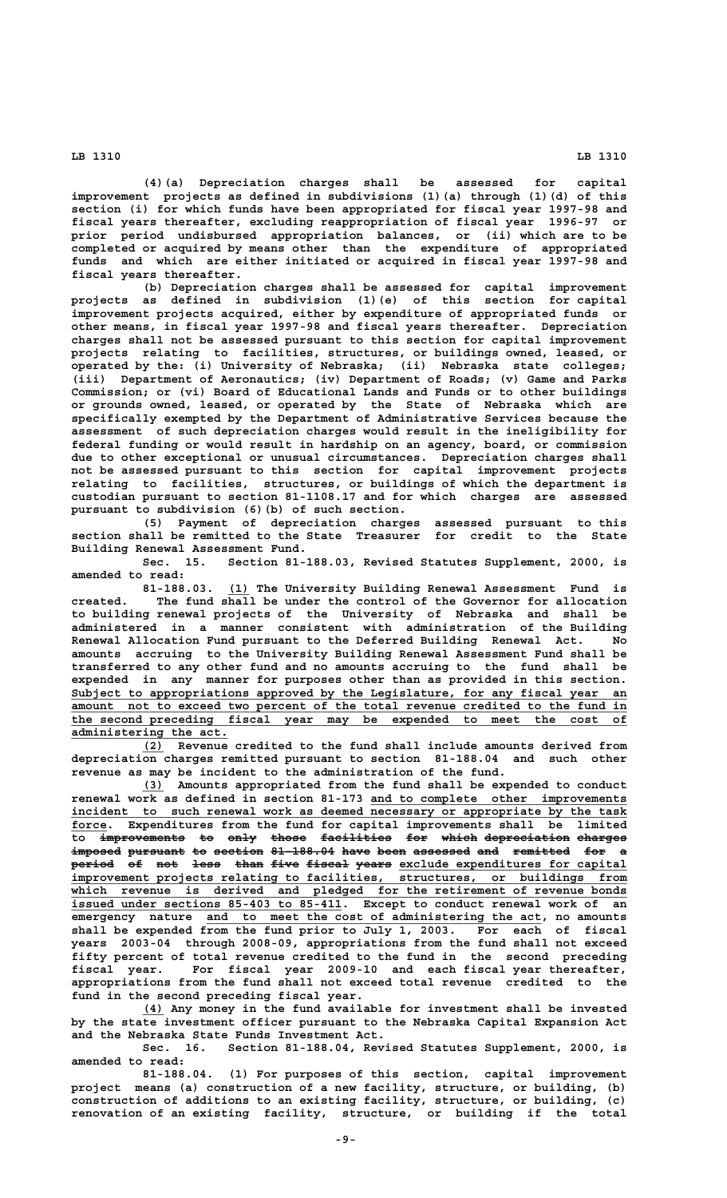(4)(a) Depreciation charges shall be assessed for capital improvement projects as defined in subdivisions (1)(a) through (1)(d) of this section (i) for which funds have been appropriated for fiscal year 1997-98 and fiscal years thereafter, excluding reappropriation of fiscal year 1996-97 or prior period undisbursed appropriation balances, or (ii) which are to be completed or acquired by means other than the expenditure of appropriated funds and which are either initiated or acquired in fiscal year 1997-98 and fiscal years thereafter.

(b) Depreciation charges shall be assessed for capital improvement projects as defined in subdivision (1)(e) of this section for capital improvement projects acquired, either by expenditure of appropriated funds or other means, in fiscal year 1997-98 and fiscal years thereafter. Depreciation charges shall not be assessed pursuant to this section for capital improvement projects relating to facilities, structures, or buildings owned, leased, or operated by the: (i) University of Nebraska; (ii) Nebraska state colleges; (iii) Department of Aeronautics; (iv) Department of Roads; (v) Game and Parks Commission; or (vi) Board of Educational Lands and Funds or to other buildings or grounds owned, leased, or operated by the State of Nebraska which are specifically exempted by the Department of Administrative Services because the assessment of such depreciation charges would result in the ineligibility for federal funding or would result in hardship on an agency, board, or commission due to other exceptional or unusual circumstances. Depreciation charges shall not be assessed pursuant to this section for capital improvement projects relating to facilities, structures, or buildings of which the department is custodian pursuant to section 81-1108.17 and for which charges are assessed pursuant to subdivision (6)(b) of such section.

(5) Payment of depreciation charges assessed pursuant to this section shall be remitted to the State Treasurer for credit to the State Building Renewal Assessment Fund.

Sec. 15. Section 81-188.03, Revised Statutes Supplement, 2000, is amended to read:

81-188.03. (1) The University Building Renewal Assessment Fund is created. The fund shall be under the control of the Governor for allocation to building renewal projects of the University of Nebraska and shall be administered in a manner consistent with administration of the Building Renewal Allocation Fund pursuant to the Deferred Building Renewal Act. No amounts accruing to the University Building Renewal Assessment Fund shall be transferred to any other fund and no amounts accruing to the fund shall be expended in any manner for purposes other than as provided in this section. Subject to appropriations approved by the Legislature, for any fiscal year an amount not to exceed two percent of the total revenue credited to the fund in the second preceding fiscal year may be expended to meet the cost of administering the act.

(2) Revenue credited to the fund shall include amounts derived from depreciation charges remitted pursuant to section 81-188.04 and such other revenue as may be incident to the administration of the fund.

(3) Amounts appropriated from the fund shall be expended to conduct renewal work as defined in section 81-173 and to complete other improvements incident to such renewal work as deemed necessary or appropriate by the task force. Expenditures from the fund for capital improvements shall be limited to ~~improvements to only those facilities for which depreciation charges imposed pursuant to section 81-188.04 have been assessed and remitted for a period of not less than five fiscal years~~ exclude expenditures for capital improvement projects relating to facilities, structures, or buildings from which revenue is derived and pledged for the retirement of revenue bonds issued under sections 85-403 to 85-411. Except to conduct renewal work of an emergency nature and to meet the cost of administering the act, no amounts shall be expended from the fund prior to July 1, 2003. For each of fiscal years 2003-04 through 2008-09, appropriations from the fund shall not exceed fifty percent of total revenue credited to the fund in the second preceding fiscal year. For fiscal year 2009-10 and each fiscal year thereafter, appropriations from the fund shall not exceed total revenue credited to the fund in the second preceding fiscal year.

(4) Any money in the fund available for investment shall be invested by the state investment officer pursuant to the Nebraska Capital Expansion Act and the Nebraska State Funds Investment Act.

Sec. 16. Section 81-188.04, Revised Statutes Supplement, 2000, is amended to read:

81-188.04. (1) For purposes of this section, capital improvement project means (a) construction of a new facility, structure, or building, (b) construction of additions to an existing facility, structure, or building, (c) renovation of an existing facility, structure, or building if the total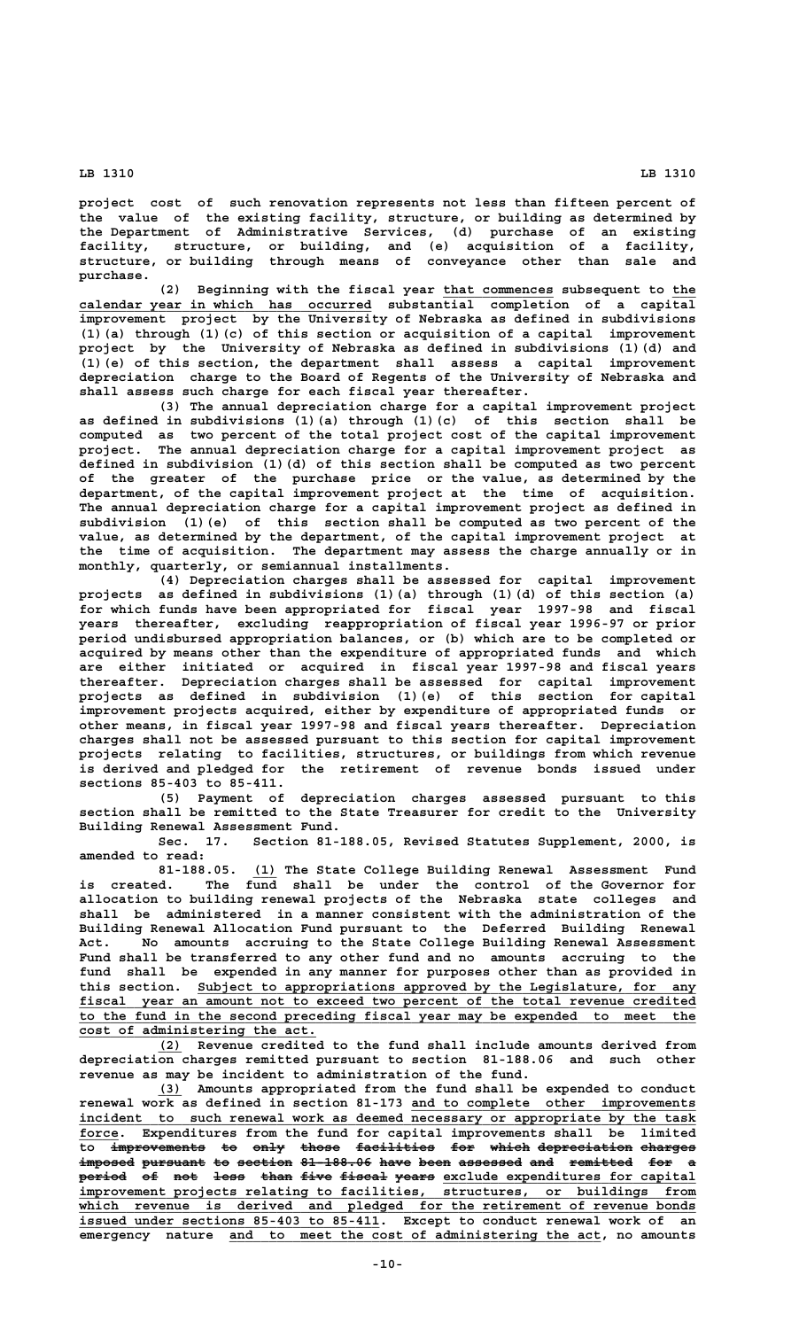project cost of such renovation represents not less than fifteen percent of the value of the existing facility, structure, or building as determined by the Department of Administrative Services, (d) purchase of an existing facility, structure, or building, and (e) acquisition of a facility, structure, or building through means of conveyance other than sale and purchase.

(2) Beginning with the fiscal year that commences subsequent to the calendar year in which has occurred substantial completion of a capital improvement project by the University of Nebraska as defined in subdivisions (1)(a) through (1)(c) of this section or acquisition of a capital improvement project by the University of Nebraska as defined in subdivisions (1)(d) and (1)(e) of this section, the department shall assess a capital improvement depreciation charge to the Board of Regents of the University of Nebraska and shall assess such charge for each fiscal year thereafter.

(3) The annual depreciation charge for a capital improvement project as defined in subdivisions (1)(a) through (1)(c) of this section shall be computed as two percent of the total project cost of the capital improvement project. The annual depreciation charge for a capital improvement project as defined in subdivision (1)(d) of this section shall be computed as two percent of the greater of the purchase price or the value, as determined by the department, of the capital improvement project at the time of acquisition. The annual depreciation charge for a capital improvement project as defined in subdivision (1)(e) of this section shall be computed as two percent of the value, as determined by the department, of the capital improvement project at the time of acquisition. The department may assess the charge annually or in monthly, quarterly, or semiannual installments.

(4) Depreciation charges shall be assessed for capital improvement projects as defined in subdivisions (1)(a) through (1)(d) of this section (a) for which funds have been appropriated for fiscal year 1997-98 and fiscal years thereafter, excluding reappropriation of fiscal year 1996-97 or prior period undisbursed appropriation balances, or (b) which are to be completed or acquired by means other than the expenditure of appropriated funds and which are either initiated or acquired in fiscal year 1997-98 and fiscal years thereafter. Depreciation charges shall be assessed for capital improvement projects as defined in subdivision (1)(e) of this section for capital improvement projects acquired, either by expenditure of appropriated funds or other means, in fiscal year 1997-98 and fiscal years thereafter. Depreciation charges shall not be assessed pursuant to this section for capital improvement projects relating to facilities, structures, or buildings from which revenue is derived and pledged for the retirement of revenue bonds issued under sections 85-403 to 85-411.

(5) Payment of depreciation charges assessed pursuant to this section shall be remitted to the State Treasurer for credit to the University Building Renewal Assessment Fund.

Sec. 17. Section 81-188.05, Revised Statutes Supplement, 2000, is amended to read:

81-188.05. (1) The State College Building Renewal Assessment Fund is created. The fund shall be under the control of the Governor for allocation to building renewal projects of the Nebraska state colleges and shall be administered in a manner consistent with the administration of the Building Renewal Allocation Fund pursuant to the Deferred Building Renewal Act. No amounts accruing to the State College Building Renewal Assessment Fund shall be transferred to any other fund and no amounts accruing to the fund shall be expended in any manner for purposes other than as provided in this section. Subject to appropriations approved by the Legislature, for any fiscal year an amount not to exceed two percent of the total revenue credited to the fund in the second preceding fiscal year may be expended to meet the cost of administering the act.

(2) Revenue credited to the fund shall include amounts derived from depreciation charges remitted pursuant to section 81-188.06 and such other revenue as may be incident to administration of the fund.

(3) Amounts appropriated from the fund shall be expended to conduct renewal work as defined in section 81-173 and to complete other improvements incident to such renewal work as deemed necessary or appropriate by the task force. Expenditures from the fund for capital improvements shall be limited to ~~improvements to only those facilities for which depreciation charges imposed pursuant to section 81-188.06 have been assessed and remitted for a period of not less than five fiscal years~~ exclude expenditures for capital improvement projects relating to facilities, structures, or buildings from which revenue is derived and pledged for the retirement of revenue bonds issued under sections 85-403 to 85-411. Except to conduct renewal work of an emergency nature and to meet the cost of administering the act, no amounts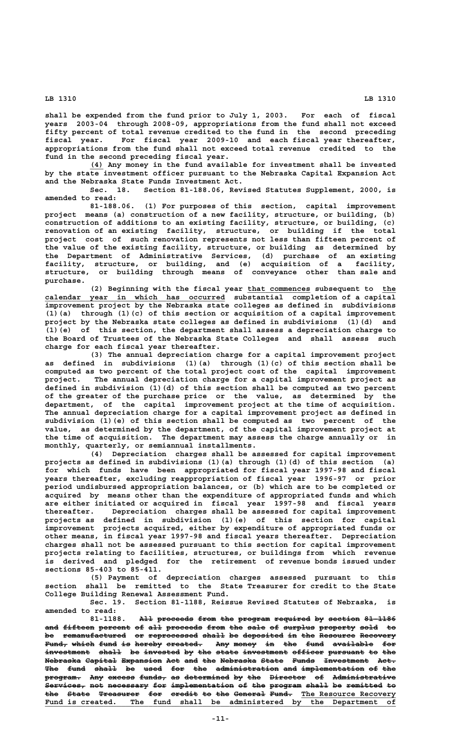shall be expended from the fund prior to July 1, 2003. For each of fiscal years 2003-04 through 2008-09, appropriations from the fund shall not exceed fifty percent of total revenue credited to the fund in the second preceding fiscal year. For fiscal year 2009-10 and each fiscal year thereafter, appropriations from the fund shall not exceed total revenue credited to the fund in the second preceding fiscal year.

(4) Any money in the fund available for investment shall be invested by the state investment officer pursuant to the Nebraska Capital Expansion Act and the Nebraska State Funds Investment Act.

Sec. 18. Section 81-188.06, Revised Statutes Supplement, 2000, is amended to read:

81-188.06. (1) For purposes of this section, capital improvement project means (a) construction of a new facility, structure, or building, (b) construction of additions to an existing facility, structure, or building, (c) renovation of an existing facility, structure, or building if the total project cost of such renovation represents not less than fifteen percent of the value of the existing facility, structure, or building as determined by the Department of Administrative Services, (d) purchase of an existing facility, structure, or building, and (e) acquisition of a facility, structure, or building through means of conveyance other than sale and purchase.

(2) Beginning with the fiscal year that commences subsequent to the calendar year in which has occurred substantial completion of a capital improvement project by the Nebraska state colleges as defined in subdivisions (1)(a) through (1)(c) of this section or acquisition of a capital improvement project by the Nebraska state colleges as defined in subdivisions (1)(d) and (1)(e) of this section, the department shall assess a depreciation charge to the Board of Trustees of the Nebraska State Colleges and shall assess such charge for each fiscal year thereafter.

(3) The annual depreciation charge for a capital improvement project as defined in subdivisions (1)(a) through (1)(c) of this section shall be computed as two percent of the total project cost of the capital improvement project. The annual depreciation charge for a capital improvement project as defined in subdivision (1)(d) of this section shall be computed as two percent of the greater of the purchase price or the value, as determined by the department, of the capital improvement project at the time of acquisition. The annual depreciation charge for a capital improvement project as defined in subdivision (1)(e) of this section shall be computed as two percent of the value, as determined by the department, of the capital improvement project at the time of acquisition. The department may assess the charge annually or in monthly, quarterly, or semiannual installments.

(4) Depreciation charges shall be assessed for capital improvement projects as defined in subdivisions (1)(a) through (1)(d) of this section (a) for which funds have been appropriated for fiscal year 1997-98 and fiscal years thereafter, excluding reappropriation of fiscal year 1996-97 or prior period undisbursed appropriation balances, or (b) which are to be completed or acquired by means other than the expenditure of appropriated funds and which are either initiated or acquired in fiscal year 1997-98 and fiscal years thereafter. Depreciation charges shall be assessed for capital improvement projects as defined in subdivision (1)(e) of this section for capital improvement projects acquired, either by expenditure of appropriated funds or other means, in fiscal year 1997-98 and fiscal years thereafter. Depreciation charges shall not be assessed pursuant to this section for capital improvement projects relating to facilities, structures, or buildings from which revenue is derived and pledged for the retirement of revenue bonds issued under sections 85-403 to 85-411.

(5) Payment of depreciation charges assessed pursuant to this section shall be remitted to the State Treasurer for credit to the State College Building Renewal Assessment Fund.

Sec. 19. Section 81-1188, Reissue Revised Statutes of Nebraska, is amended to read:

81-1188. ~~All proceeds from the program required by section 81-1186 and fifteen percent of all proceeds from the sale of surplus property sold to be remanufactured or reprocessed shall be deposited in the Resource Recovery Fund, which fund is hereby created. Any money in the fund available for investment shall be invested by the state investment officer pursuant to the Nebraska Capital Expansion Act and the Nebraska State Funds Investment Act. The fund shall be used for the administration and implementation of the program. Any excess funds, as determined by the Director of Administrative Services, not necessary for implementation of the program shall be remitted to the State Treasurer for credit to the General Fund.~~ The Resource Recovery Fund is created. The fund shall be administered by the Department of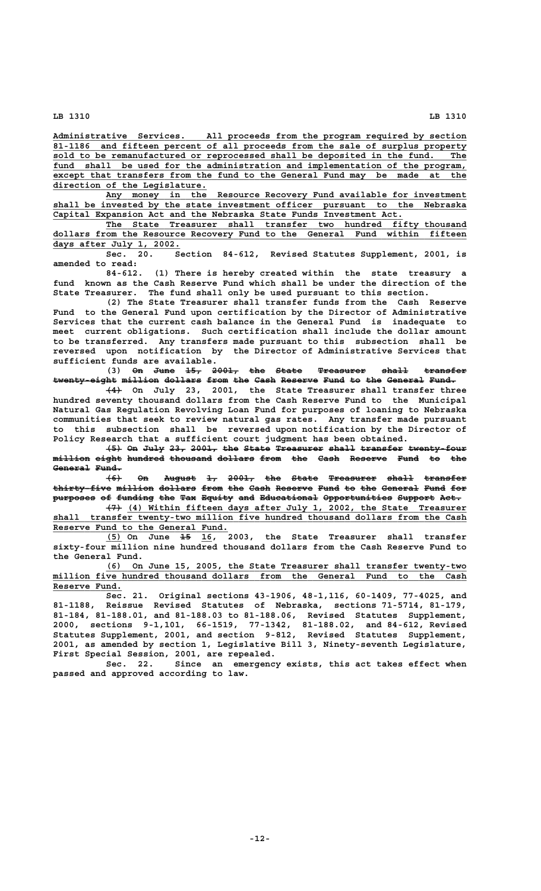Administrative Services. All proceeds from the program required by section 81-1186 and fifteen percent of all proceeds from the sale of surplus property sold to be remanufactured or reprocessed shall be deposited in the fund. The fund shall be used for the administration and implementation of the program, except that transfers from the fund to the General Fund may be made at the direction of the Legislature.

Any money in the Resource Recovery Fund available for investment shall be invested by the state investment officer pursuant to the Nebraska Capital Expansion Act and the Nebraska State Funds Investment Act.

The State Treasurer shall transfer two hundred fifty thousand dollars from the Resource Recovery Fund to the General Fund within fifteen days after July 1, 2002.

Sec. 20. Section 84-612, Revised Statutes Supplement, 2001, is amended to read:

84-612. (1) There is hereby created within the state treasury a fund known as the Cash Reserve Fund which shall be under the direction of the State Treasurer. The fund shall only be used pursuant to this section.

(2) The State Treasurer shall transfer funds from the Cash Reserve Fund to the General Fund upon certification by the Director of Administrative Services that the current cash balance in the General Fund is inadequate to meet current obligations. Such certification shall include the dollar amount to be transferred. Any transfers made pursuant to this subsection shall be reversed upon notification by the Director of Administrative Services that sufficient funds are available.

(3) ~~On June 15, 2001, the State Treasurer shall transfer twenty-eight million dollars from the Cash Reserve Fund to the General Fund.~~

~~(4)~~ On July 23, 2001, the State Treasurer shall transfer three hundred seventy thousand dollars from the Cash Reserve Fund to the Municipal Natural Gas Regulation Revolving Loan Fund for purposes of loaning to Nebraska communities that seek to review natural gas rates. Any transfer made pursuant to this subsection shall be reversed upon notification by the Director of Policy Research that a sufficient court judgment has been obtained.

~~(5) On July 23, 2001, the State Treasurer shall transfer twenty-four million eight hundred thousand dollars from the Cash Reserve Fund to the General Fund.~~

~~(6) On August 1, 2001, the State Treasurer shall transfer thirty-five million dollars from the Cash Reserve Fund to the General Fund for purposes of funding the Tax Equity and Educational Opportunities Support Act.~~

~~(7)~~ (4) Within fifteen days after July 1, 2002, the State Treasurer shall transfer twenty-two million five hundred thousand dollars from the Cash Reserve Fund to the General Fund.

(5) On June ~~15~~ 16, 2003, the State Treasurer shall transfer sixty-four million nine hundred thousand dollars from the Cash Reserve Fund to the General Fund.

(6) On June 15, 2005, the State Treasurer shall transfer twenty-two million five hundred thousand dollars from the General Fund to the Cash Reserve Fund.

Sec. 21. Original sections 43-1906, 48-1,116, 60-1409, 77-4025, and 81-1188, Reissue Revised Statutes of Nebraska, sections 71-5714, 81-179, 81-184, 81-188.01, and 81-188.03 to 81-188.06, Revised Statutes Supplement, 2000, sections 9-1,101, 66-1519, 77-1342, 81-188.02, and 84-612, Revised Statutes Supplement, 2001, and section 9-812, Revised Statutes Supplement, 2001, as amended by section 1, Legislative Bill 3, Ninety-seventh Legislature, First Special Session, 2001, are repealed.

Sec. 22. Since an emergency exists, this act takes effect when passed and approved according to law.